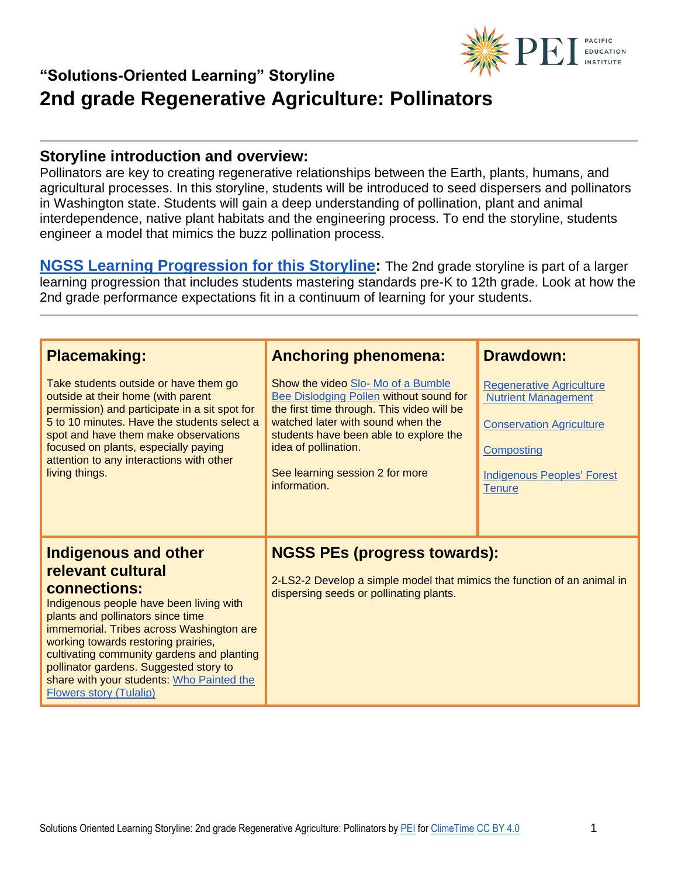## "Solutions-Oriented Learning" Storyline

# 2nd grade Regenerative Agriculture: Pollinators

## Storyline introduction and overview:

Pollinators are key to creating regenerative relationships between the Earth, plants, humans, and agricultural processes. In this storyline, students will be introduced to seed dispersers and pollinators in Washington state. Students will gain a deep understanding of pollination, plant and animal interdependence, native plant habitats and the engineering process. To end the storyline, students engineer a model that mimics the buzz pollination process.

**NGSS Learning Progression for this Storyline:** The 2nd grade storyline is part of a larger learning progression that includes students mastering standards pre-K to 12th grade. Look at how the 2nd grade performance expectations fit in a continuum of learning for your students.

### Placemaking:

Take students outside or have them go outside at their home (with parent permission) and participate in a sit spot for 5 to 10 minutes. Have the students select a spot and have them make observations focused on plants, especially paying attention to any interactions with other living things.

### Anchoring phenomena:

Show the video Slo- Mo of a Bumble Bee Dislodging Pollen without sound for the first time through. This video will be watched later with sound when the students have been able to explore the idea of pollination.

See learning session 2 for more information.

### Drawdown:

Regenerative Agriculture Nutrient Management

Conservation Agriculture

Composting

Indigenous Peoples' Forest Tenure

### Indigenous and other relevant cultural connections:

Indigenous people have been living with plants and pollinators since time immemorial. Tribes across Washington are working towards restoring prairies, cultivating community gardens and planting pollinator gardens. Suggested story to share with your students: Who Painted the Flowers story (Tulalip)

### NGSS PEs (progress towards):

2-LS2-2 Develop a simple model that mimics the function of an animal in dispersing seeds or pollinating plants.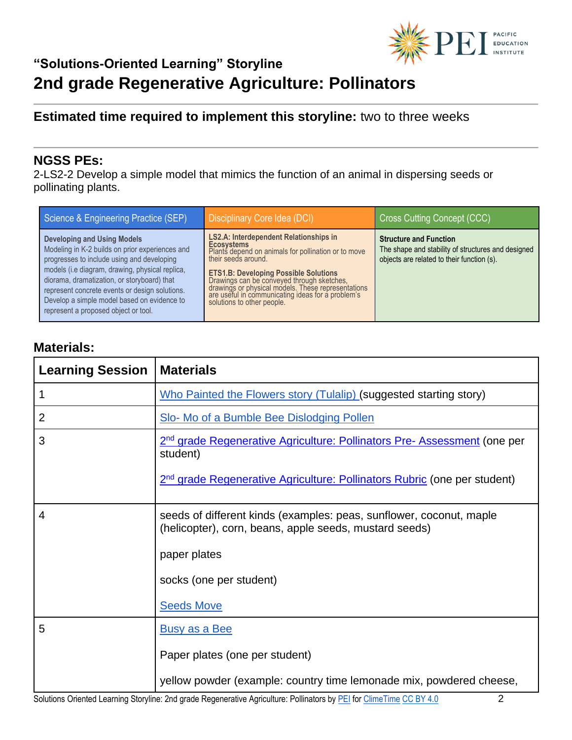“Solutions-Oriented Learning” Storyline

# 2nd grade Regenerative Agriculture: Pollinators

**Estimated time required to implement this storyline:** two to three weeks

## NGSS PEs:

2-LS2-2 Develop a simple model that mimics the function of an animal in dispersing seeds or pollinating plants.

| Science & Engineering Practice (SEP) | Disciplinary Core Idea (DCI) | Cross Cutting Concept (CCC) |
|---|---|---|
| **Developing and Using Models** Modeling in K-2 builds on prior experiences and progresses to include using and developing models (i.e diagram, drawing, physical replica, diorama, dramatization, or storyboard) that represent concrete events or design solutions. Develop a simple model based on evidence to represent a proposed object or tool. | **LS2.A: Interdependent Relationships in Ecosystems** Plants depend on animals for pollination or to move their seeds around. **ETS1.B: Developing Possible Solutions** Drawings can be conveyed through sketches, drawings or physical models. These representations are useful in communicating ideas for a problem's solutions to other people. | **Structure and Function** The shape and stability of structures and designed objects are related to their function (s). |

## Materials:

| Learning Session | Materials |
|---|---|
| 1 | Who Painted the Flowers story (Tulalip) (suggested starting story) |
| 2 | Slo- Mo of a Bumble Bee Dislodging Pollen |
| 3 | 2nd grade Regenerative Agriculture: Pollinators Pre- Assessment (one per student)<br><br>2nd grade Regenerative Agriculture: Pollinators Rubric (one per student) |
| 4 | seeds of different kinds (examples: peas, sunflower, coconut, maple (helicopter), corn, beans, apple seeds, mustard seeds)<br><br>paper plates<br><br>socks (one per student)<br><br>Seeds Move |
| 5 | Busy as a Bee<br><br>Paper plates (one per student)<br><br>yellow powder (example: country time lemonade mix, powdered cheese, |

Solutions Oriented Learning Storyline: 2nd grade Regenerative Agriculture: Pollinators by PEI for ClimeTime CC BY 4.0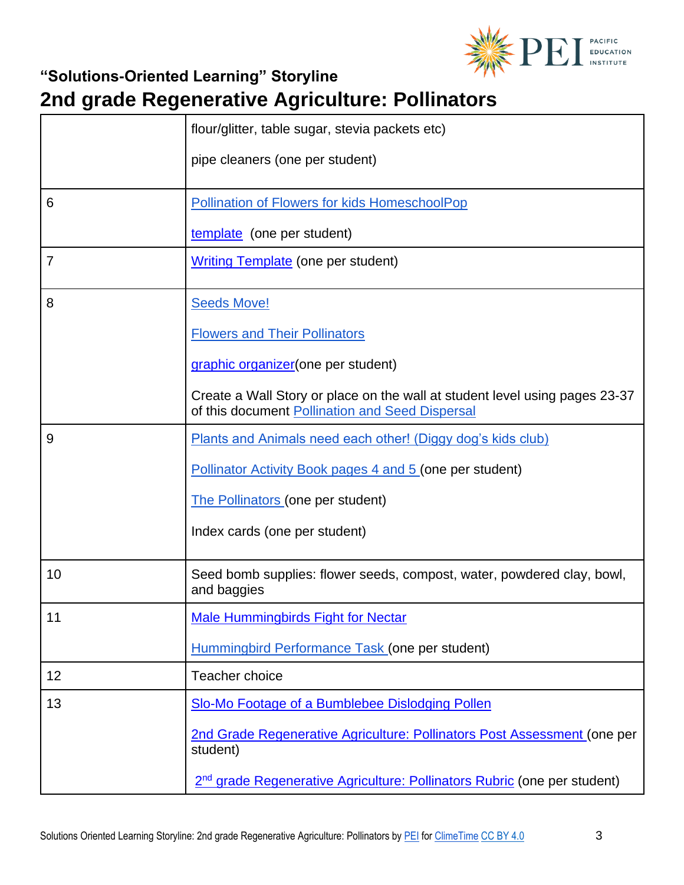# "Solutions-Oriented Learning" Storyline

## 2nd grade Regenerative Agriculture: Pollinators

| | |
|---|---|
| | flour/glitter, table sugar, stevia packets etc)<br><br>pipe cleaners (one per student) |
| 6 | Pollination of Flowers for kids HomeschoolPop<br><br>template (one per student) |
| 7 | Writing Template (one per student) |
| 8 | Seeds Move!<br><br>Flowers and Their Pollinators<br><br>graphic organizer(one per student)<br><br>Create a Wall Story or place on the wall at student level using pages 23-37 of this document Pollination and Seed Dispersal |
| 9 | Plants and Animals need each other! (Diggy dog's kids club)<br><br>Pollinator Activity Book pages 4 and 5 (one per student)<br><br>The Pollinators (one per student)<br><br>Index cards (one per student) |
| 10 | Seed bomb supplies: flower seeds, compost, water, powdered clay, bowl, and baggies |
| 11 | Male Hummingbirds Fight for Nectar<br><br>Hummingbird Performance Task (one per student) |
| 12 | Teacher choice |
| 13 | Slo-Mo Footage of a Bumblebee Dislodging Pollen<br><br>2nd Grade Regenerative Agriculture: Pollinators Post Assessment (one per student)<br><br>2nd grade Regenerative Agriculture: Pollinators Rubric (one per student) |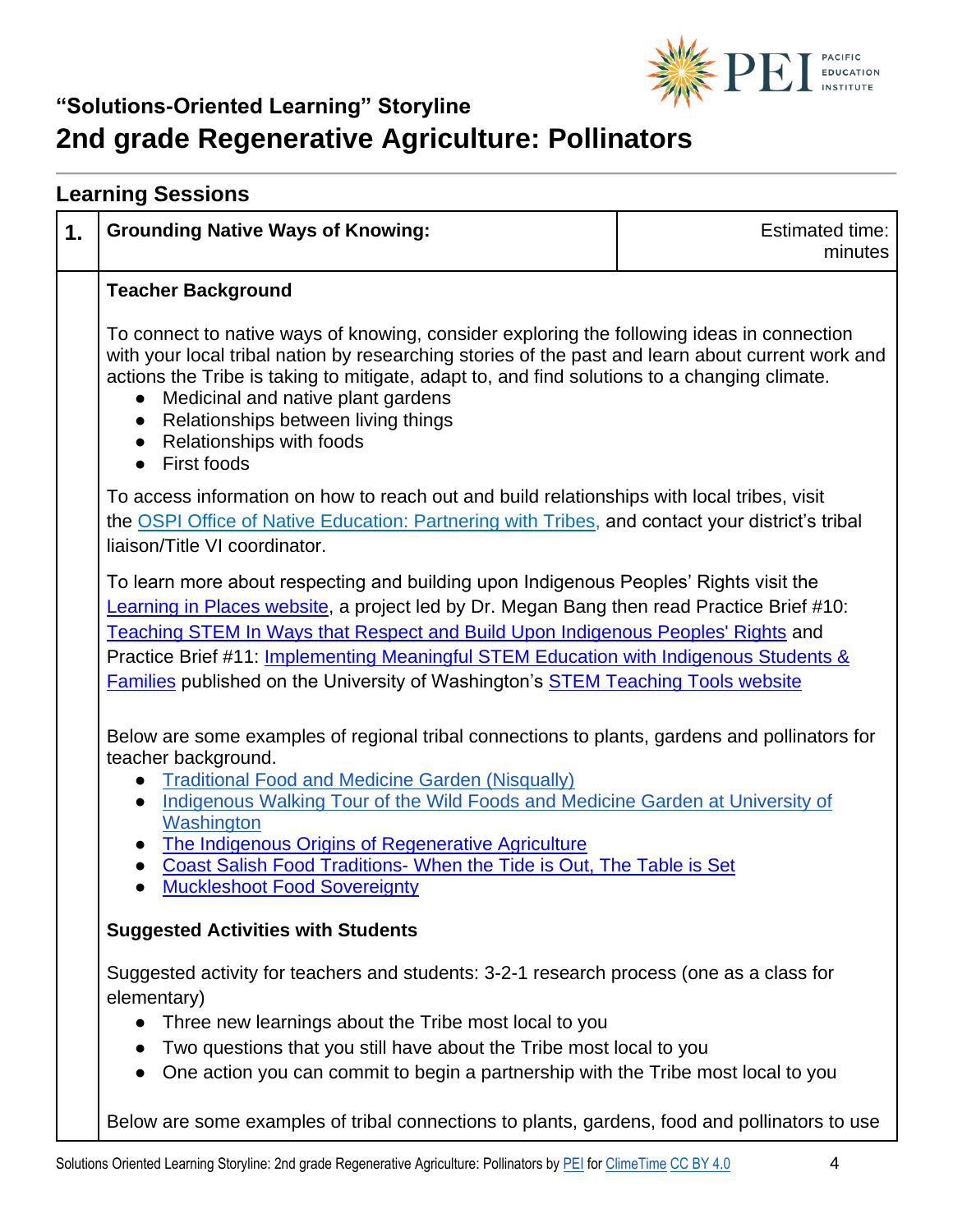# "Solutions-Oriented Learning" Storyline

## 2nd grade Regenerative Agriculture: Pollinators

### Learning Sessions

| 1. | Grounding Native Ways of Knowing: | Estimated time: minutes |
|---|---|---|

**Teacher Background**

To connect to native ways of knowing, consider exploring the following ideas in connection with your local tribal nation by researching stories of the past and learn about current work and actions the Tribe is taking to mitigate, adapt to, and find solutions to a changing climate.

- Medicinal and native plant gardens
- Relationships between living things
- Relationships with foods
- First foods

To access information on how to reach out and build relationships with local tribes, visit the OSPI Office of Native Education: Partnering with Tribes, and contact your district's tribal liaison/Title VI coordinator.

To learn more about respecting and building upon Indigenous Peoples' Rights visit the Learning in Places website, a project led by Dr. Megan Bang then read Practice Brief #10: Teaching STEM In Ways that Respect and Build Upon Indigenous Peoples' Rights and Practice Brief #11: Implementing Meaningful STEM Education with Indigenous Students & Families published on the University of Washington's STEM Teaching Tools website

Below are some examples of regional tribal connections to plants, gardens and pollinators for teacher background.

- Traditional Food and Medicine Garden (Nisqually)
- Indigenous Walking Tour of the Wild Foods and Medicine Garden at University of Washington
- The Indigenous Origins of Regenerative Agriculture
- Coast Salish Food Traditions- When the Tide is Out, The Table is Set
- Muckleshoot Food Sovereignty

**Suggested Activities with Students**

Suggested activity for teachers and students: 3-2-1 research process (one as a class for elementary)

- Three new learnings about the Tribe most local to you
- Two questions that you still have about the Tribe most local to you
- One action you can commit to begin a partnership with the Tribe most local to you

Below are some examples of tribal connections to plants, gardens, food and pollinators to use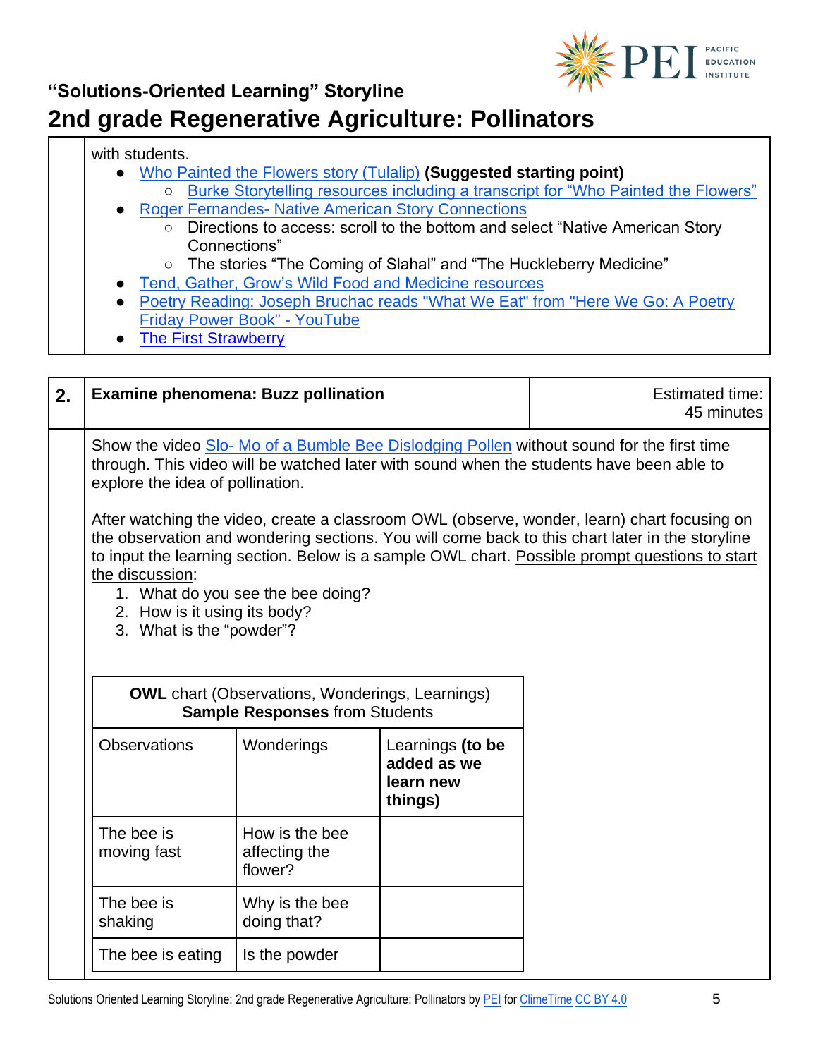with students.

- Who Painted the Flowers story (Tulalip) **(Suggested starting point)**
  - Burke Storytelling resources including a transcript for "Who Painted the Flowers"
- Roger Fernandes- Native American Story Connections
  - Directions to access: scroll to the bottom and select "Native American Story Connections"
  - The stories "The Coming of Slahal" and "The Huckleberry Medicine"
- Tend, Gather, Grow's Wild Food and Medicine resources
- Poetry Reading: Joseph Bruchac reads "What We Eat" from "Here We Go: A Poetry Friday Power Book" - YouTube
- The First Strawberry

## 2. Examine phenomena: Buzz pollination

Estimated time: 45 minutes

Show the video Slo- Mo of a Bumble Bee Dislodging Pollen without sound for the first time through. This video will be watched later with sound when the students have been able to explore the idea of pollination.

After watching the video, create a classroom OWL (observe, wonder, learn) chart focusing on the observation and wondering sections. You will come back to this chart later in the storyline to input the learning section. Below is a sample OWL chart. Possible prompt questions to start the discussion:

1. What do you see the bee doing?
2. How is it using its body?
3. What is the "powder"?

**OWL** chart (Observations, Wonderings, Learnings)
**Sample Responses** from Students

| Observations | Wonderings | Learnings **(to be added as we learn new things)** |
|---|---|---|
| The bee is moving fast | How is the bee affecting the flower? | |
| The bee is shaking | Why is the bee doing that? | |
| The bee is eating | Is the powder | |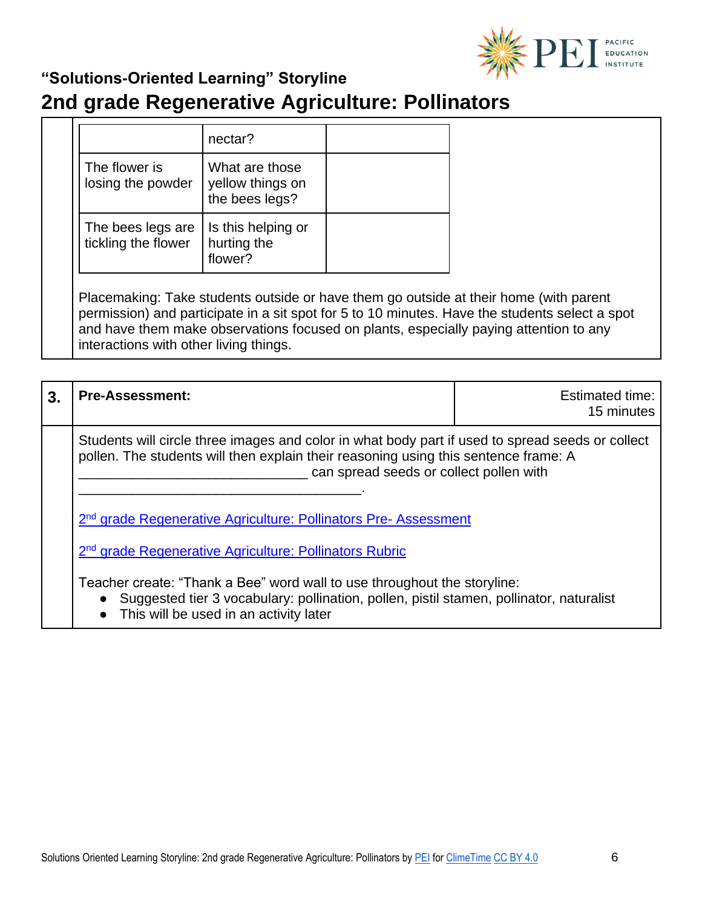## “Solutions-Oriented Learning” Storyline

# 2nd grade Regenerative Agriculture: Pollinators

| | | |
|---|---|---|
| | nectar? | |
| The flower is losing the powder | What are those yellow things on the bees legs? | |
| The bees legs are tickling the flower | Is this helping or hurting the flower? | |

Placemaking: Take students outside or have them go outside at their home (with parent permission) and participate in a sit spot for 5 to 10 minutes. Have the students select a spot and have them make observations focused on plants, especially paying attention to any interactions with other living things.

| 3. | Pre-Assessment: | Estimated time: 15 minutes |
|---|---|---|

Students will circle three images and color in what body part if used to spread seeds or collect pollen. The students will then explain their reasoning using this sentence frame: A ______________________________ can spread seeds or collect pollen with ____________________________________.

2nd grade Regenerative Agriculture: Pollinators Pre- Assessment

2nd grade Regenerative Agriculture: Pollinators Rubric

Teacher create: “Thank a Bee” word wall to use throughout the storyline:

- Suggested tier 3 vocabulary: pollination, pollen, pistil stamen, pollinator, naturalist
- This will be used in an activity later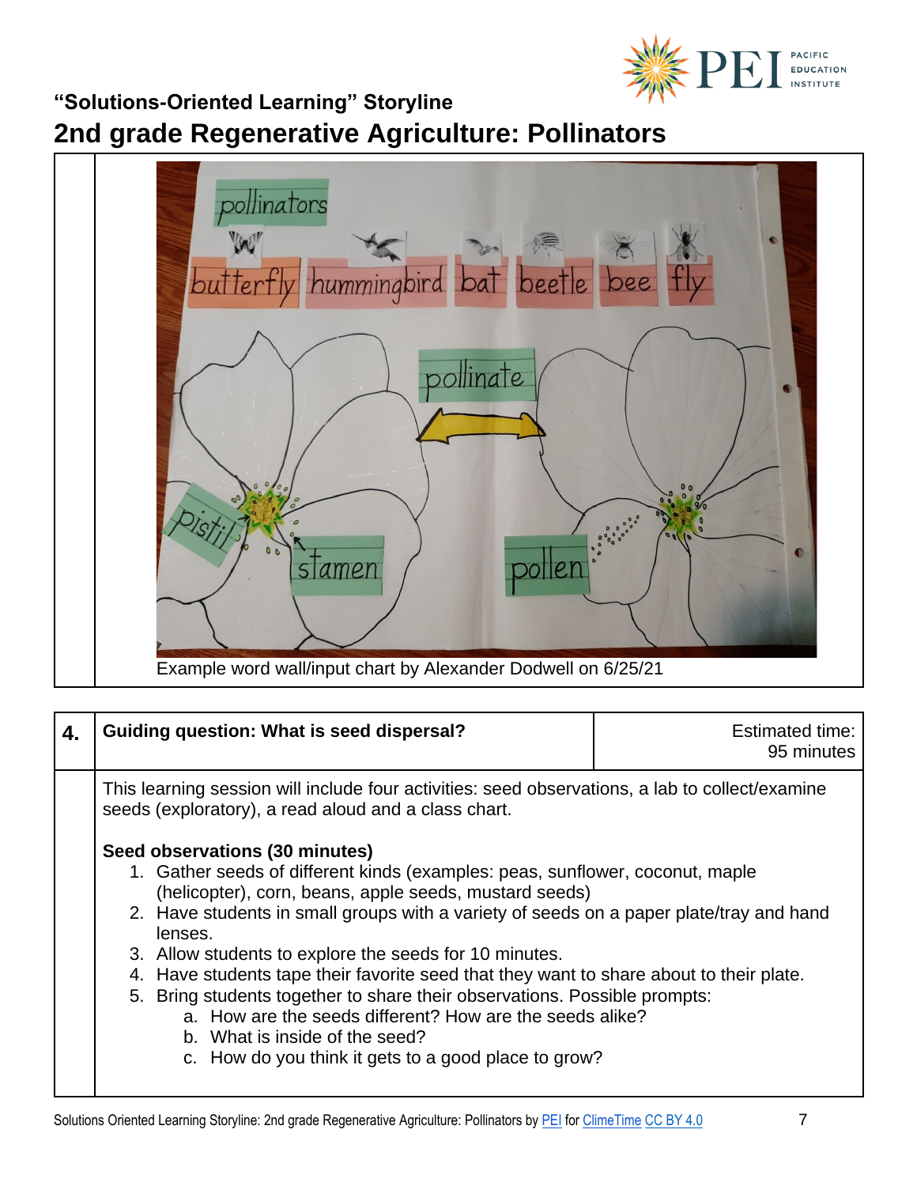## "Solutions-Oriented Learning" Storyline

# 2nd grade Regenerative Agriculture: Pollinators

Example word wall/input chart by Alexander Dodwell on 6/25/21

| 4. | Guiding question: What is seed dispersal? | Estimated time: 95 minutes |
|---|---|---|

This learning session will include four activities: seed observations, a lab to collect/examine seeds (exploratory), a read aloud and a class chart.

**Seed observations (30 minutes)**

1. Gather seeds of different kinds (examples: peas, sunflower, coconut, maple (helicopter), corn, beans, apple seeds, mustard seeds)
2. Have students in small groups with a variety of seeds on a paper plate/tray and hand lenses.
3. Allow students to explore the seeds for 10 minutes.
4. Have students tape their favorite seed that they want to share about to their plate.
5. Bring students together to share their observations. Possible prompts:
   a. How are the seeds different? How are the seeds alike?
   b. What is inside of the seed?
   c. How do you think it gets to a good place to grow?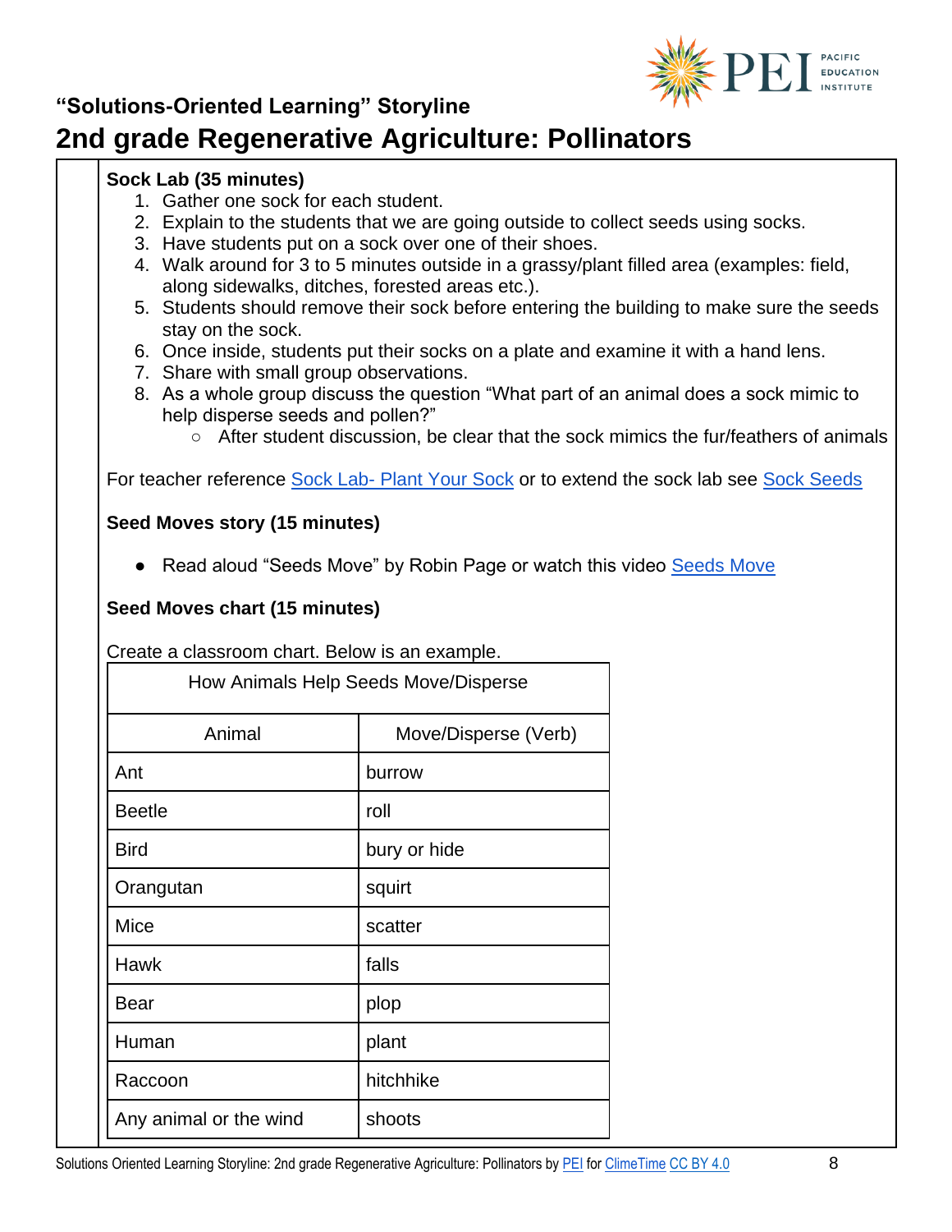**Sock Lab (35 minutes)**

1. Gather one sock for each student.
2. Explain to the students that we are going outside to collect seeds using socks.
3. Have students put on a sock over one of their shoes.
4. Walk around for 3 to 5 minutes outside in a grassy/plant filled area (examples: field, along sidewalks, ditches, forested areas etc.).
5. Students should remove their sock before entering the building to make sure the seeds stay on the sock.
6. Once inside, students put their socks on a plate and examine it with a hand lens.
7. Share with small group observations.
8. As a whole group discuss the question "What part of an animal does a sock mimic to help disperse seeds and pollen?"
   - After student discussion, be clear that the sock mimics the fur/feathers of animals

For teacher reference Sock Lab- Plant Your Sock or to extend the sock lab see Sock Seeds

**Seed Moves story (15 minutes)**

- Read aloud "Seeds Move" by Robin Page or watch this video Seeds Move

**Seed Moves chart (15 minutes)**

Create a classroom chart. Below is an example.

| How Animals Help Seeds Move/Disperse | |
|---|---|
| Animal | Move/Disperse (Verb) |
| Ant | burrow |
| Beetle | roll |
| Bird | bury or hide |
| Orangutan | squirt |
| Mice | scatter |
| Hawk | falls |
| Bear | plop |
| Human | plant |
| Raccoon | hitchhike |
| Any animal or the wind | shoots |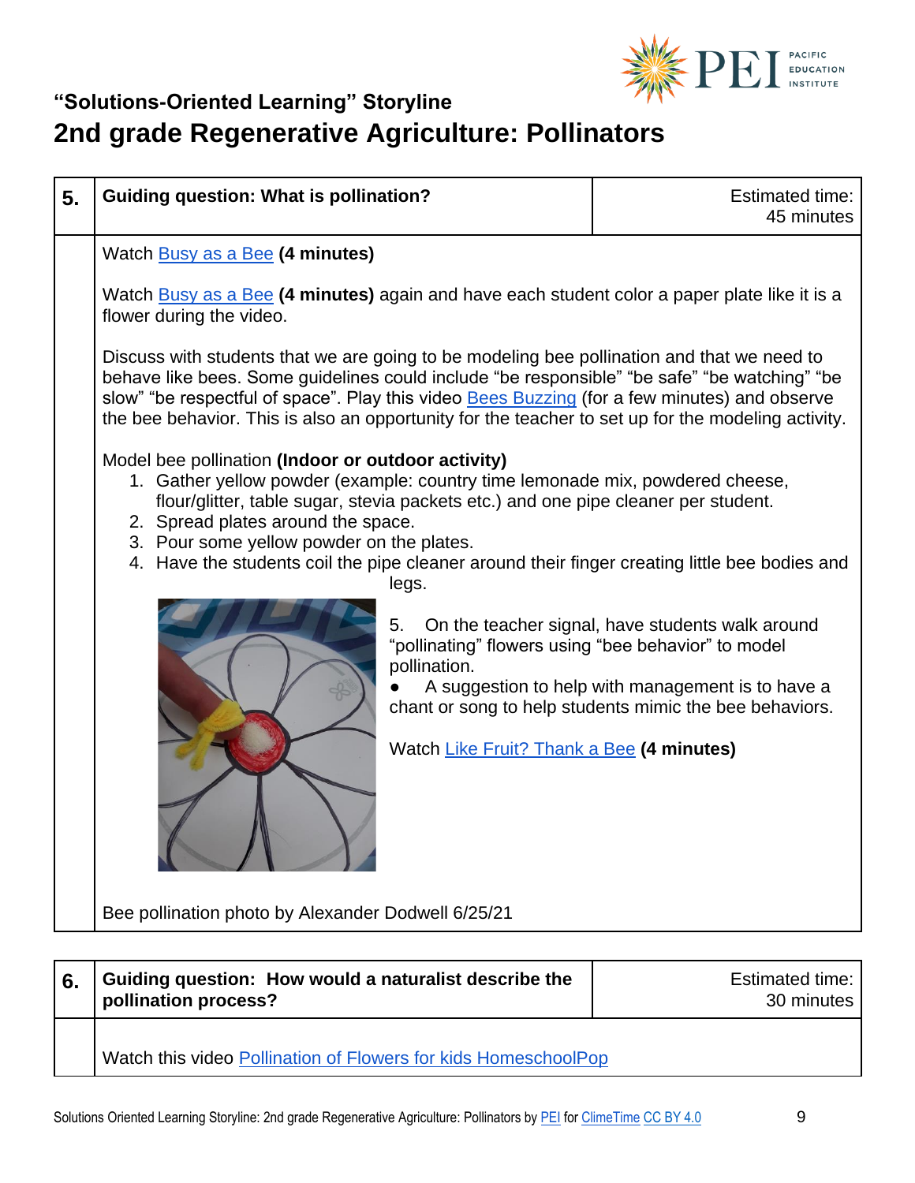## "Solutions-Oriented Learning" Storyline

# 2nd grade Regenerative Agriculture: Pollinators

| 5. | Guiding question: What is pollination? | Estimated time: 45 minutes |
|---|---|---|

Watch Busy as a Bee **(4 minutes)**

Watch Busy as a Bee **(4 minutes)** again and have each student color a paper plate like it is a flower during the video.

Discuss with students that we are going to be modeling bee pollination and that we need to behave like bees. Some guidelines could include "be responsible" "be safe" "be watching" "be slow" "be respectful of space". Play this video Bees Buzzing (for a few minutes) and observe the bee behavior. This is also an opportunity for the teacher to set up for the modeling activity.

Model bee pollination **(Indoor or outdoor activity)**

1. Gather yellow powder (example: country time lemonade mix, powdered cheese, flour/glitter, table sugar, stevia packets etc.) and one pipe cleaner per student.
2. Spread plates around the space.
3. Pour some yellow powder on the plates.
4. Have the students coil the pipe cleaner around their finger creating little bee bodies and legs.
5. On the teacher signal, have students walk around "pollinating" flowers using "bee behavior" to model pollination.
   - A suggestion to help with management is to have a chant or song to help students mimic the bee behaviors.

Watch Like Fruit? Thank a Bee **(4 minutes)**

Bee pollination photo by Alexander Dodwell 6/25/21

| 6. | Guiding question: How would a naturalist describe the pollination process? | Estimated time: 30 minutes |
|---|---|---|

Watch this video Pollination of Flowers for kids HomeschoolPop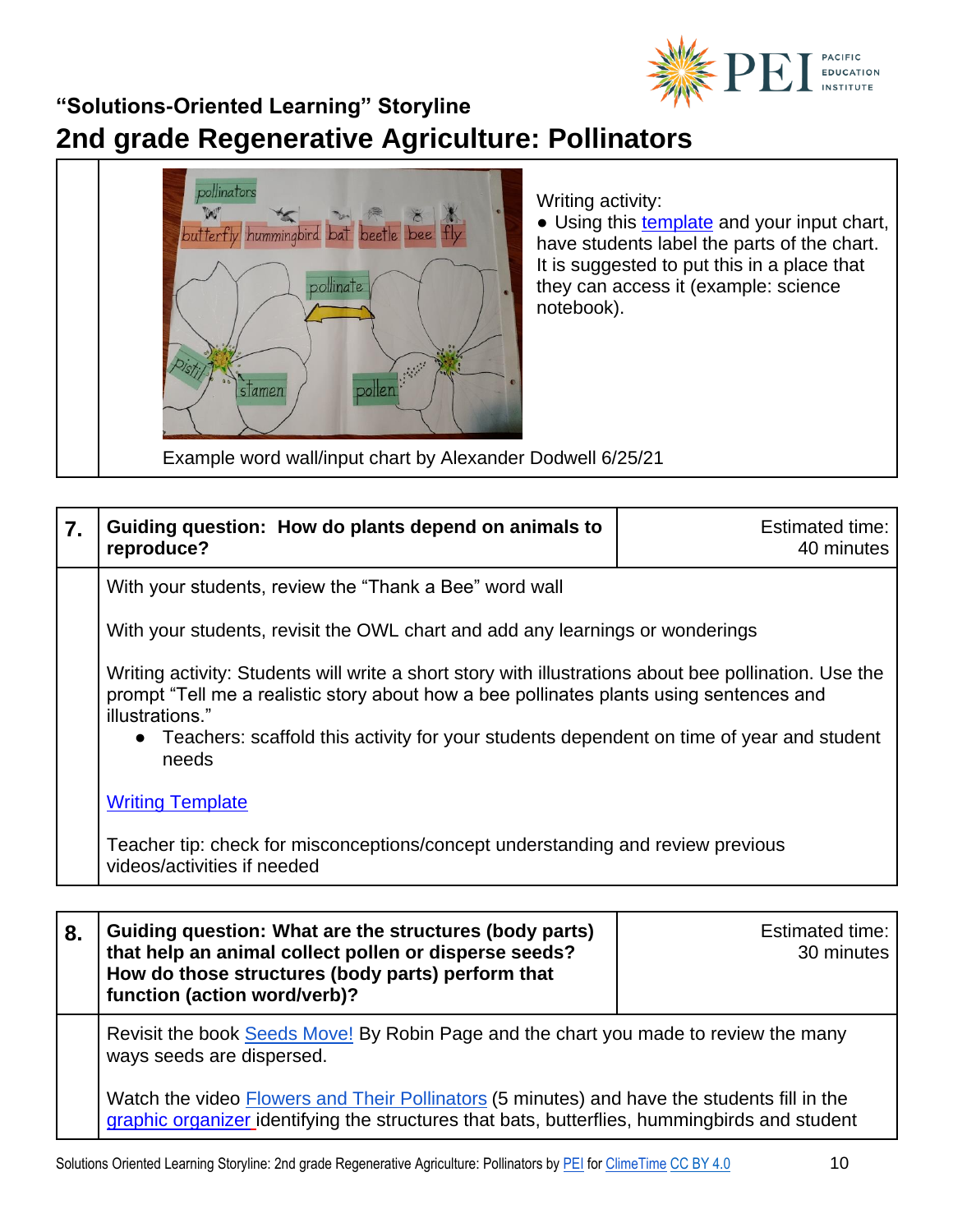## "Solutions-Oriented Learning" Storyline

# 2nd grade Regenerative Agriculture: Pollinators

Writing activity:

- Using this template and your input chart, have students label the parts of the chart. It is suggested to put this in a place that they can access it (example: science notebook).

Example word wall/input chart by Alexander Dodwell 6/25/21

| 7. | Guiding question: How do plants depend on animals to reproduce? | Estimated time: 40 minutes |
|---|---|---|

With your students, review the "Thank a Bee" word wall

With your students, revisit the OWL chart and add any learnings or wonderings

Writing activity: Students will write a short story with illustrations about bee pollination. Use the prompt "Tell me a realistic story about how a bee pollinates plants using sentences and illustrations."

- Teachers: scaffold this activity for your students dependent on time of year and student needs

Writing Template

Teacher tip: check for misconceptions/concept understanding and review previous videos/activities if needed

| 8. | Guiding question: What are the structures (body parts) that help an animal collect pollen or disperse seeds? How do those structures (body parts) perform that function (action word/verb)? | Estimated time: 30 minutes |
|---|---|---|

Revisit the book Seeds Move! By Robin Page and the chart you made to review the many ways seeds are dispersed.

Watch the video Flowers and Their Pollinators (5 minutes) and have the students fill in the graphic organizer identifying the structures that bats, butterflies, hummingbirds and student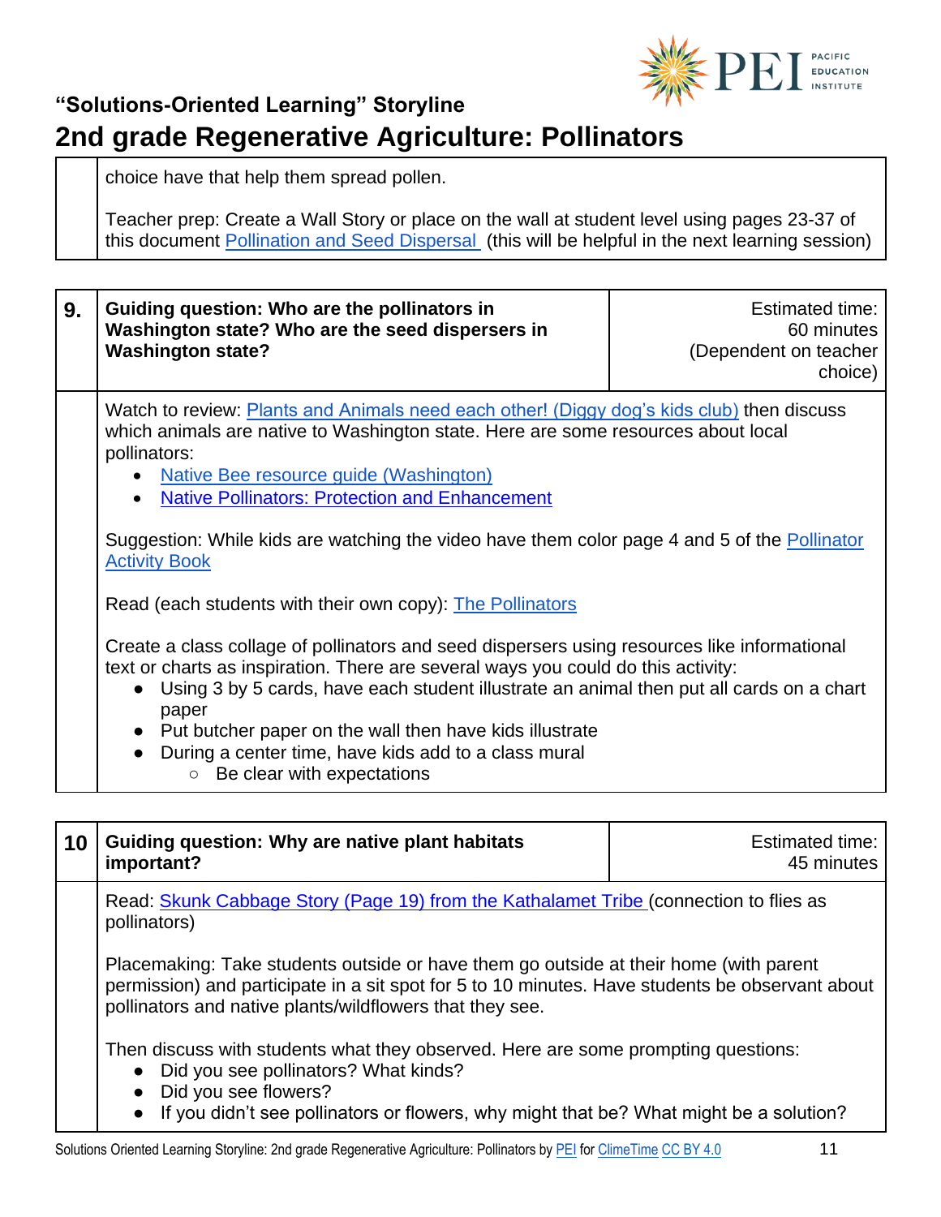## "Solutions-Oriented Learning" Storyline

# 2nd grade Regenerative Agriculture: Pollinators

| | |
|---|---|
| | choice have that help them spread pollen.<br><br>Teacher prep: Create a Wall Story or place on the wall at student level using pages 23-37 of this document Pollination and Seed Dispersal (this will be helpful in the next learning session) |

| | | |
|---|---|---|
| **9.** | **Guiding question: Who are the pollinators in Washington state? Who are the seed dispersers in Washington state?** | Estimated time: 60 minutes (Dependent on teacher choice) |
| | Watch to review: Plants and Animals need each other! (Diggy dog's kids club) then discuss which animals are native to Washington state. Here are some resources about local pollinators:<br>• Native Bee resource guide (Washington)<br>• Native Pollinators: Protection and Enhancement<br><br>Suggestion: While kids are watching the video have them color page 4 and 5 of the Pollinator Activity Book<br><br>Read (each students with their own copy): The Pollinators<br><br>Create a class collage of pollinators and seed dispersers using resources like informational text or charts as inspiration. There are several ways you could do this activity:<br>• Using 3 by 5 cards, have each student illustrate an animal then put all cards on a chart paper<br>• Put butcher paper on the wall then have kids illustrate<br>• During a center time, have kids add to a class mural<br>&nbsp;&nbsp;&nbsp;&nbsp;○ Be clear with expectations | |

| | | |
|---|---|---|
| **10** | **Guiding question: Why are native plant habitats important?** | Estimated time: 45 minutes |
| | Read: Skunk Cabbage Story (Page 19) from the Kathalamet Tribe (connection to flies as pollinators)<br><br>Placemaking: Take students outside or have them go outside at their home (with parent permission) and participate in a sit spot for 5 to 10 minutes. Have students be observant about pollinators and native plants/wildflowers that they see.<br><br>Then discuss with students what they observed. Here are some prompting questions:<br>• Did you see pollinators? What kinds?<br>• Did you see flowers?<br>• If you didn't see pollinators or flowers, why might that be? What might be a solution? | |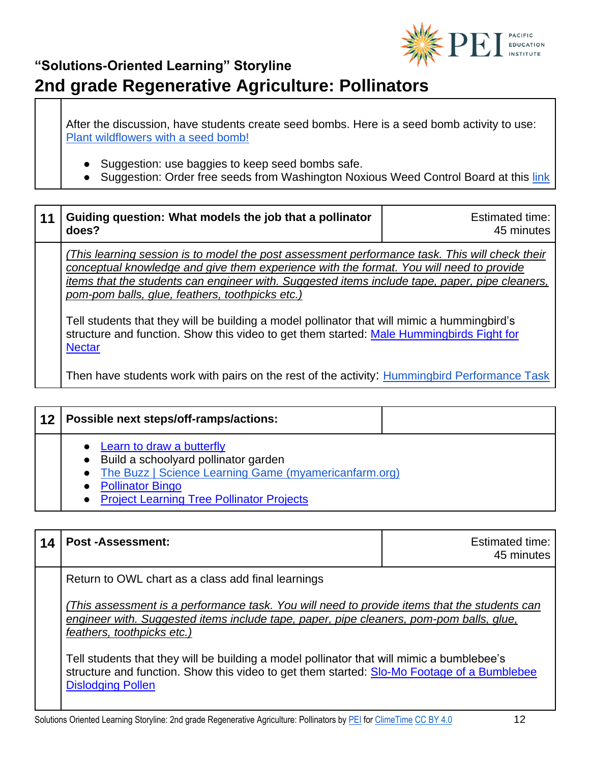After the discussion, have students create seed bombs. Here is a seed bomb activity to use: [Plant wildflowers with a seed bomb!]

- Suggestion: use baggies to keep seed bombs safe.
- Suggestion: Order free seeds from Washington Noxious Weed Control Board at this [link]

| 11 | **Guiding question: What models the job that a pollinator does?** | Estimated time: 45 minutes |
|---|---|---|
| | *(This learning session is to model the post assessment performance task. This will check their conceptual knowledge and give them experience with the format. You will need to provide items that the students can engineer with. Suggested items include tape, paper, pipe cleaners, pom-pom balls, glue, feathers, toothpicks etc.)*<br><br>Tell students that they will be building a model pollinator that will mimic a hummingbird's structure and function. Show this video to get them started: [Male Hummingbirds Fight for Nectar]<br><br>Then have students work with pairs on the rest of the activity: [Hummingbird Performance Task] | |

| 12 | **Possible next steps/off-ramps/actions:** | |
|---|---|---|
| | • [Learn to draw a butterfly]<br>• Build a schoolyard pollinator garden<br>• [The Buzz \| Science Learning Game (myamericanfarm.org)]<br>• [Pollinator Bingo]<br>• [Project Learning Tree Pollinator Projects] | |

| 14 | **Post -Assessment:** | Estimated time: 45 minutes |
|---|---|---|
| | Return to OWL chart as a class add final learnings<br><br>*(This assessment is a performance task. You will need to provide items that the students can engineer with. Suggested items include tape, paper, pipe cleaners, pom-pom balls, glue, feathers, toothpicks etc.)*<br><br>Tell students that they will be building a model pollinator that will mimic a bumblebee's structure and function. Show this video to get them started: [Slo-Mo Footage of a Bumblebee Dislodging Pollen] | |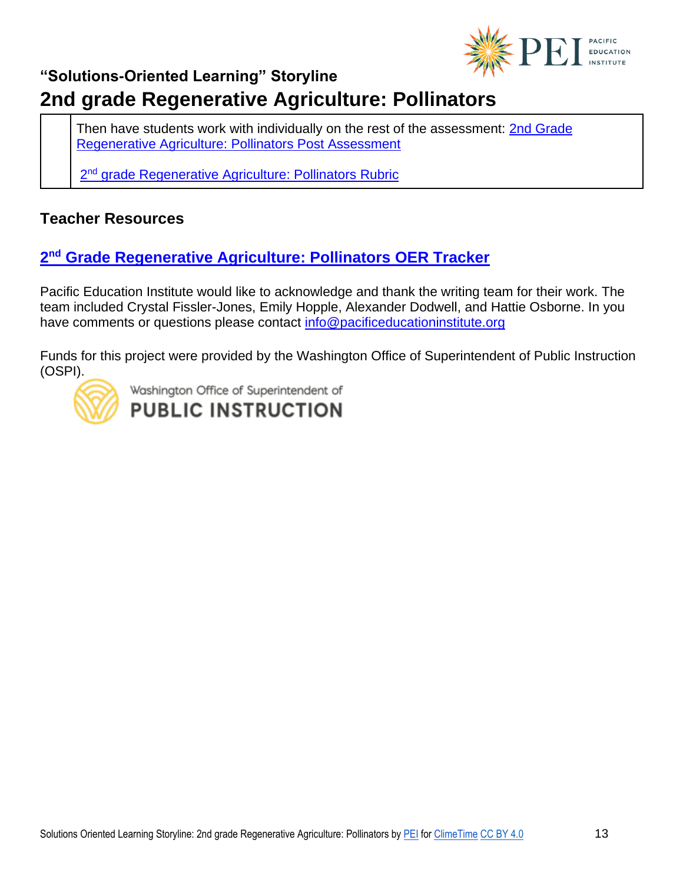| | |
|---|---|
| | Then have students work with individually on the rest of the assessment: 2nd Grade Regenerative Agriculture: Pollinators Post Assessment<br><br>2nd grade Regenerative Agriculture: Pollinators Rubric |

## Teacher Resources

### 2nd Grade Regenerative Agriculture: Pollinators OER Tracker

Pacific Education Institute would like to acknowledge and thank the writing team for their work. The team included Crystal Fissler-Jones, Emily Hopple, Alexander Dodwell, and Hattie Osborne. In you have comments or questions please contact info@pacificeducationinstitute.org

Funds for this project were provided by the Washington Office of Superintendent of Public Instruction (OSPI).

Washington Office of Superintendent of
PUBLIC INSTRUCTION